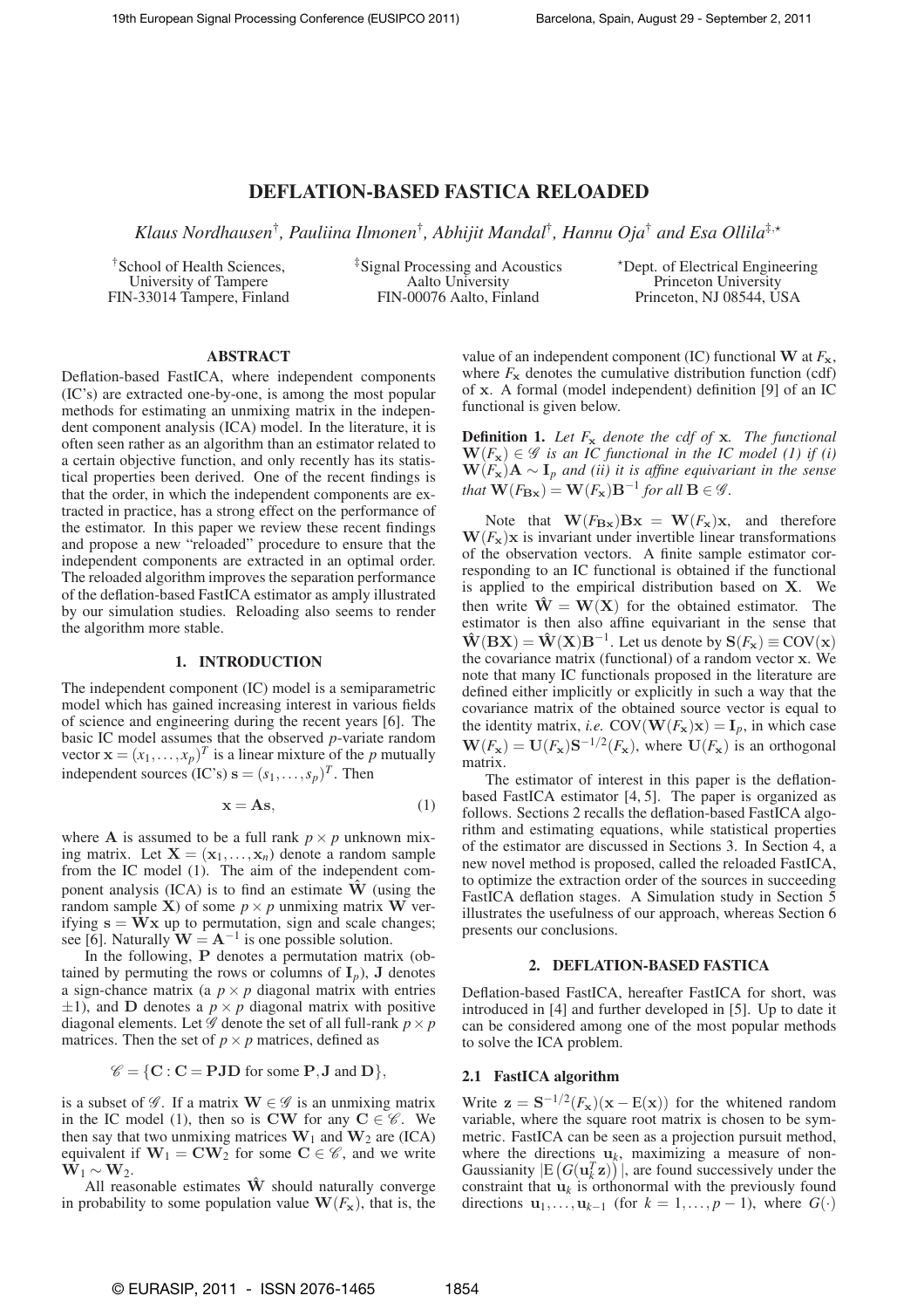# DEFLATION-BASED FASTICA RELOADED

*Klaus Nordhausen*[†]*, Pauliina Ilmonen*[†]*, Abhijit Mandal*[†]*, Hannu Oja*[†] *and Esa Ollila*[‡,⋆]

[†]School of Health Sciences, University of Tampere, FIN-33014 Tampere, Finland

[‡]Signal Processing and Acoustics, Aalto University, FIN-00076 Aalto, Finland

[⋆]Dept. of Electrical Engineering, Princeton University, Princeton, NJ 08544, USA

## ABSTRACT

Deflation-based FastICA, where independent components (IC's) are extracted one-by-one, is among the most popular methods for estimating an unmixing matrix in the independent component analysis (ICA) model. In the literature, it is often seen rather as an algorithm than an estimator related to a certain objective function, and only recently has its statistical properties been derived. One of the recent findings is that the order, in which the independent components are extracted in practice, has a strong effect on the performance of the estimator. In this paper we review these recent findings and propose a new "reloaded" procedure to ensure that the independent components are extracted in an optimal order. The reloaded algorithm improves the separation performance of the deflation-based FastICA estimator as amply illustrated by our simulation studies. Reloading also seems to render the algorithm more stable.

## 1. INTRODUCTION

The independent component (IC) model is a semiparametric model which has gained increasing interest in various fields of science and engineering during the recent years [6]. The basic IC model assumes that the observed $p$-variate random vector $\mathbf{x} = (x_1, \ldots, x_p)^T$ is a linear mixture of the $p$ mutually independent sources (IC's) $\mathbf{s} = (s_1, \ldots, s_p)^T$. Then

$$\mathbf{x} = \mathbf{A}\mathbf{s}, \tag{1}$$

where $\mathbf{A}$ is assumed to be a full rank $p \times p$ unknown mixing matrix. Let $\mathbf{X} = (\mathbf{x}_1, \ldots, \mathbf{x}_n)$ denote a random sample from the IC model (1). The aim of the independent component analysis (ICA) is to find an estimate $\hat{\mathbf{W}}$ (using the random sample $\mathbf{X}$) of some $p \times p$ unmixing matrix $\mathbf{W}$ verifying $\mathbf{s} = \mathbf{W}\mathbf{x}$ up to permutation, sign and scale changes; see [6]. Naturally $\mathbf{W} = \mathbf{A}^{-1}$ is one possible solution.

In the following, $\mathbf{P}$ denotes a permutation matrix (obtained by permuting the rows or columns of $\mathbf{I}_p$), $\mathbf{J}$ denotes a sign-chance matrix (a $p \times p$ diagonal matrix with entries $\pm 1$), and $\mathbf{D}$ denotes a $p \times p$ diagonal matrix with positive diagonal elements. Let $\mathscr{G}$ denote the set of all full-rank $p \times p$ matrices. Then the set of $p \times p$ matrices, defined as

$$\mathscr{C} = \{\mathbf{C} : \mathbf{C} = \mathbf{PJD} \text{ for some } \mathbf{P}, \mathbf{J} \text{ and } \mathbf{D}\},$$

is a subset of $\mathscr{G}$. If a matrix $\mathbf{W} \in \mathscr{G}$ is an unmixing matrix in the IC model (1), then so is $\mathbf{CW}$ for any $\mathbf{C} \in \mathscr{C}$. We then say that two unmixing matrices $\mathbf{W}_1$ and $\mathbf{W}_2$ are (ICA) equivalent if $\mathbf{W}_1 = \mathbf{C}\mathbf{W}_2$ for some $\mathbf{C} \in \mathscr{C}$, and we write $\mathbf{W}_1 \sim \mathbf{W}_2$.

All reasonable estimates $\hat{\mathbf{W}}$ should naturally converge in probability to some population value $\mathbf{W}(F_\mathbf{x})$, that is, the value of an independent component (IC) functional $\mathbf{W}$ at $F_\mathbf{x}$, where $F_\mathbf{x}$ denotes the cumulative distribution function (cdf) of $\mathbf{x}$. A formal (model independent) definition [9] of an IC functional is given below.

**Definition 1.** *Let $F_\mathbf{x}$ denote the cdf of $\mathbf{x}$. The functional $\mathbf{W}(F_\mathbf{x}) \in \mathscr{G}$ is an IC functional in the IC model (1) if (i) $\mathbf{W}(F_\mathbf{x})\mathbf{A} \sim \mathbf{I}_p$ and (ii) it is affine equivariant in the sense that $\mathbf{W}(F_{\mathbf{Bx}}) = \mathbf{W}(F_\mathbf{x})\mathbf{B}^{-1}$ for all $\mathbf{B} \in \mathscr{G}$.*

Note that $\mathbf{W}(F_{\mathbf{Bx}})\mathbf{Bx} = \mathbf{W}(F_\mathbf{x})\mathbf{x}$, and therefore $\mathbf{W}(F_\mathbf{x})\mathbf{x}$ is invariant under invertible linear transformations of the observation vectors. A finite sample estimator corresponding to an IC functional is obtained if the functional is applied to the empirical distribution based on $\mathbf{X}$. We then write $\hat{\mathbf{W}} = \mathbf{W}(\mathbf{X})$ for the obtained estimator. The estimator is then also affine equivariant in the sense that $\hat{\mathbf{W}}(\mathbf{BX}) = \hat{\mathbf{W}}(\mathbf{X})\mathbf{B}^{-1}$. Let us denote by $\mathbf{S}(F_\mathbf{x}) \equiv \text{COV}(\mathbf{x})$ the covariance matrix (functional) of a random vector $\mathbf{x}$. We note that many IC functionals proposed in the literature are defined either implicitly or explicitly in such a way that the covariance matrix of the obtained source vector is equal to the identity matrix, *i.e.* $\text{COV}(\mathbf{W}(F_\mathbf{x})\mathbf{x}) = \mathbf{I}_p$, in which case $\mathbf{W}(F_\mathbf{x}) = \mathbf{U}(F_\mathbf{x})\mathbf{S}^{-1/2}(F_\mathbf{x})$, where $\mathbf{U}(F_\mathbf{x})$ is an orthogonal matrix.

The estimator of interest in this paper is the deflation-based FastICA estimator [4, 5]. The paper is organized as follows. Sections 2 recalls the deflation-based FastICA algorithm and estimating equations, while statistical properties of the estimator are discussed in Sections 3. In Section 4, a new novel method is proposed, called the reloaded FastICA, to optimize the extraction order of the sources in succeeding FastICA deflation stages. A Simulation study in Section 5 illustrates the usefulness of our approach, whereas Section 6 presents our conclusions.

## 2. DEFLATION-BASED FASTICA

Deflation-based FastICA, hereafter FastICA for short, was introduced in [4] and further developed in [5]. Up to date it can be considered among one of the most popular methods to solve the ICA problem.

### 2.1 FastICA algorithm

Write $\mathbf{z} = \mathbf{S}^{-1/2}(F_\mathbf{x})(\mathbf{x} - \text{E}(\mathbf{x}))$ for the whitened random variable, where the square root matrix is chosen to be symmetric. FastICA can be seen as a projection pursuit method, where the directions $\mathbf{u}_k$, maximizing a measure of non-Gaussianity $|\text{E}\left(G(\mathbf{u}_k^T\mathbf{z})\right)|$, are found successively under the constraint that $\mathbf{u}_k$ is orthonormal with the previously found directions $\mathbf{u}_1, \ldots, \mathbf{u}_{k-1}$ (for $k = 1, \ldots, p-1$), where $G(\cdot)$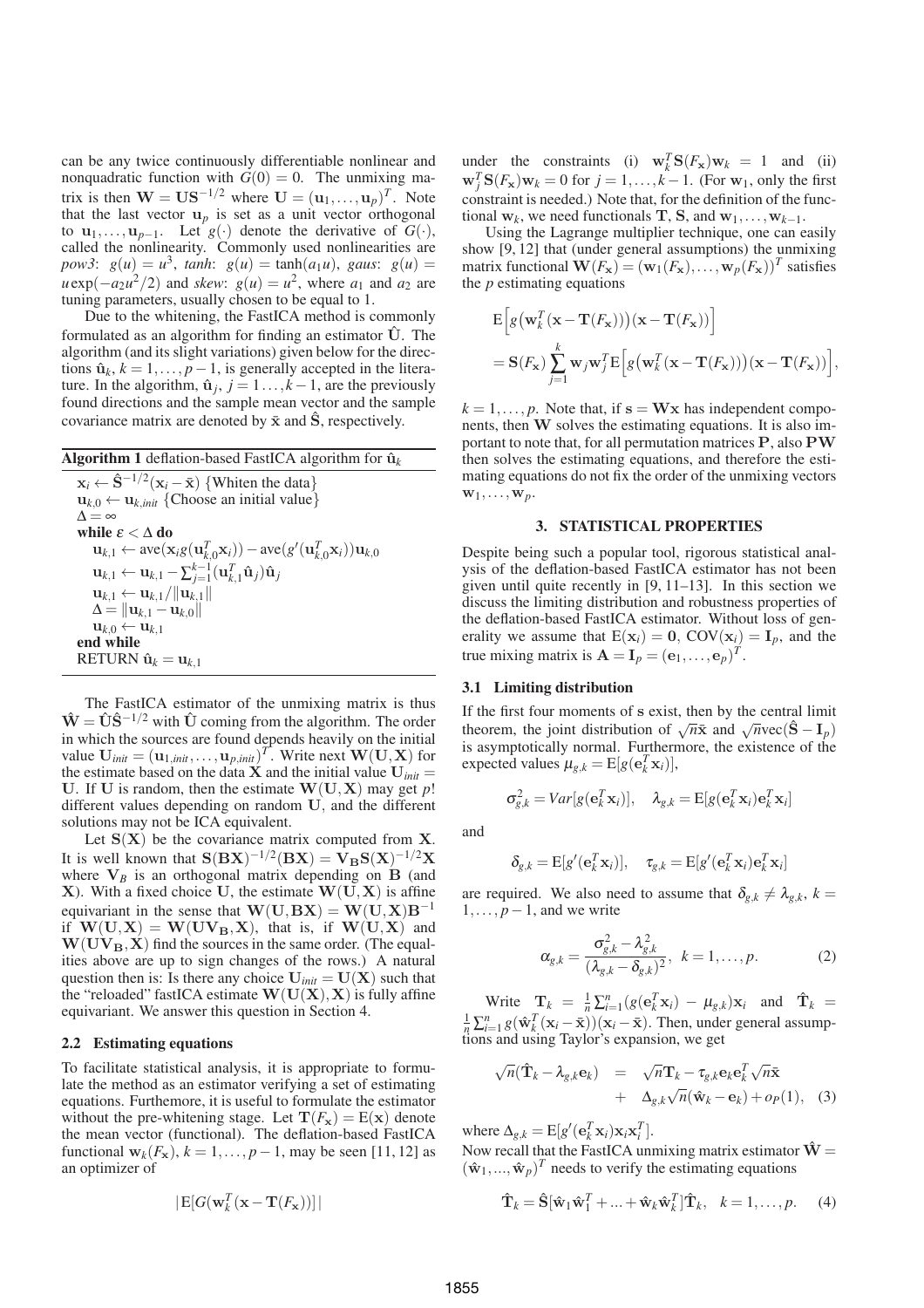can be any twice continuously differentiable nonlinear and nonquadratic function with $G(0) = 0$. The unmixing matrix is then $\mathbf{W} = \mathbf{U}\mathbf{S}^{-1/2}$ where $\mathbf{U} = (\mathbf{u}_1, \ldots, \mathbf{u}_p)^T$. Note that the last vector $\mathbf{u}_p$ is set as a unit vector orthogonal to $\mathbf{u}_1, \ldots, \mathbf{u}_{p-1}$. Let $g(\cdot)$ denote the derivative of $G(\cdot)$, called the nonlinearity. Commonly used nonlinearities are *pow3*: $g(u) = u^3$, *tanh*: $g(u) = \tanh(a_1 u)$, *gaus*: $g(u) = u\exp(-a_2 u^2/2)$ and *skew*: $g(u) = u^2$, where $a_1$ and $a_2$ are tuning parameters, usually chosen to be equal to 1.

Due to the whitening, the FastICA method is commonly formulated as an algorithm for finding an estimator $\hat{\mathbf{U}}$. The algorithm (and its slight variations) given below for the directions $\hat{\mathbf{u}}_k$, $k = 1, \ldots, p-1$, is generally accepted in the literature. In the algorithm, $\hat{\mathbf{u}}_j$, $j = 1 \ldots, k-1$, are the previously found directions and the sample mean vector and the sample covariance matrix are denoted by $\bar{\mathbf{x}}$ and $\hat{\mathbf{S}}$, respectively.

**Algorithm 1** deflation-based FastICA algorithm for $\hat{\mathbf{u}}_k$

$\mathbf{x}_i \leftarrow \hat{\mathbf{S}}^{-1/2}(\mathbf{x}_i - \bar{\mathbf{x}})$ {Whiten the data}
$\mathbf{u}_{k,0} \leftarrow \mathbf{u}_{k,init}$ {Choose an initial value}
$\Delta = \infty$
**while** $\varepsilon < \Delta$ **do**
  $\mathbf{u}_{k,1} \leftarrow \text{ave}(\mathbf{x}_i g(\mathbf{u}_{k,0}^T \mathbf{x}_i)) - \text{ave}(g'(\mathbf{u}_{k,0}^T \mathbf{x}_i))\mathbf{u}_{k,0}$
  $\mathbf{u}_{k,1} \leftarrow \mathbf{u}_{k,1} - \sum_{j=1}^{k-1}(\mathbf{u}_{k,1}^T \hat{\mathbf{u}}_j)\hat{\mathbf{u}}_j$
  $\mathbf{u}_{k,1} \leftarrow \mathbf{u}_{k,1}/\|\mathbf{u}_{k,1}\|$
  $\Delta = \|\mathbf{u}_{k,1} - \mathbf{u}_{k,0}\|$
  $\mathbf{u}_{k,0} \leftarrow \mathbf{u}_{k,1}$
**end while**
RETURN $\hat{\mathbf{u}}_k = \mathbf{u}_{k,1}$

The FastICA estimator of the unmixing matrix is thus $\hat{\mathbf{W}} = \hat{\mathbf{U}}\hat{\mathbf{S}}^{-1/2}$ with $\hat{\mathbf{U}}$ coming from the algorithm. The order in which the sources are found depends heavily on the initial value $\mathbf{U}_{init} = (\mathbf{u}_{1,init}, \ldots, \mathbf{u}_{p,init})^T$. Write next $\mathbf{W}(\mathbf{U}, \mathbf{X})$ for the estimate based on the data $\mathbf{X}$ and the initial value $\mathbf{U}_{init} = \mathbf{U}$. If $\mathbf{U}$ is random, then the estimate $\mathbf{W}(\mathbf{U}, \mathbf{X})$ may get $p!$ different values depending on random $\mathbf{U}$, and the different solutions may not be ICA equivalent.

Let $\mathbf{S}(\mathbf{X})$ be the covariance matrix computed from $\mathbf{X}$. It is well known that $\mathbf{S}(\mathbf{B}\mathbf{X})^{-1/2}(\mathbf{B}\mathbf{X}) = \mathbf{V}_\mathbf{B}\mathbf{S}(\mathbf{X})^{-1/2}\mathbf{X}$ where $\mathbf{V}_B$ is an orthogonal matrix depending on $\mathbf{B}$ (and $\mathbf{X}$). With a fixed choice $\mathbf{U}$, the estimate $\mathbf{W}(\mathbf{U}, \mathbf{X})$ is affine equivariant in the sense that $\mathbf{W}(\mathbf{U}, \mathbf{B}\mathbf{X}) = \mathbf{W}(\mathbf{U}, \mathbf{X})\mathbf{B}^{-1}$ if $\mathbf{W}(\mathbf{U}, \mathbf{X}) = \mathbf{W}(\mathbf{U}\mathbf{V}_\mathbf{B}, \mathbf{X})$, that is, if $\mathbf{W}(\mathbf{U}, \mathbf{X})$ and $\mathbf{W}(\mathbf{U}\mathbf{V}_\mathbf{B}, \mathbf{X})$ find the sources in the same order. (The equalities above are up to sign changes of the rows.) A natural question then is: Is there any choice $\mathbf{U}_{init} = \mathbf{U}(\mathbf{X})$ such that the "reloaded" fastICA estimate $\mathbf{W}(\mathbf{U}(\mathbf{X}), \mathbf{X})$ is fully affine equivariant? We answer this question in Section 4.

### 2.2 Estimating equations

To facilitate statistical analysis, it is appropriate to formulate the method as an estimator verifying a set of estimating equations. Furthermore, it is useful to formulate the estimator without the pre-whitening stage. Let $\mathbf{T}(F_\mathbf{x}) = \mathrm{E}(\mathbf{x})$ denote the mean vector (functional). The deflation-based FastICA functional $\mathbf{w}_k(F_\mathbf{x})$, $k = 1, \ldots, p-1$, may be seen [11, 12] as an optimizer of

$$|\mathrm{E}[G(\mathbf{w}_k^T(\mathbf{x} - \mathbf{T}(F_\mathbf{x}))]|$$

under the constraints (i) $\mathbf{w}_k^T \mathbf{S}(F_\mathbf{x})\mathbf{w}_k = 1$ and (ii) $\mathbf{w}_j^T \mathbf{S}(F_\mathbf{x})\mathbf{w}_k = 0$ for $j = 1, \ldots, k-1$. (For $\mathbf{w}_1$, only the first constraint is needed.) Note that, for the definition of the functional $\mathbf{w}_k$, we need functionals $\mathbf{T}$, $\mathbf{S}$, and $\mathbf{w}_1, \ldots, \mathbf{w}_{k-1}$.

Using the Lagrange multiplier technique, one can easily show [9, 12] that (under general assumptions) the unmixing matrix functional $\mathbf{W}(F_\mathbf{x}) = (\mathbf{w}_1(F_\mathbf{x}), \ldots, \mathbf{w}_p(F_\mathbf{x}))^T$ satisfies the $p$ estimating equations

$$
\begin{aligned}
&\mathrm{E}\Big[g\big(\mathbf{w}_k^T(\mathbf{x} - \mathbf{T}(F_\mathbf{x}))\big)(\mathbf{x} - \mathbf{T}(F_\mathbf{x}))\Big] \\
&= \mathbf{S}(F_\mathbf{x})\sum_{j=1}^{k}\mathbf{w}_j\mathbf{w}_j^T\mathrm{E}\Big[g\big(\mathbf{w}_k^T(\mathbf{x} - \mathbf{T}(F_\mathbf{x}))\big)(\mathbf{x} - \mathbf{T}(F_\mathbf{x}))\Big],
\end{aligned}
$$

$k = 1, \ldots, p$. Note that, if $\mathbf{s} = \mathbf{W}\mathbf{x}$ has independent components, then $\mathbf{W}$ solves the estimating equations. It is also important to note that, for all permutation matrices $\mathbf{P}$, also $\mathbf{P}\mathbf{W}$ then solves the estimating equations, and therefore the estimating equations do not fix the order of the unmixing vectors $\mathbf{w}_1, \ldots, \mathbf{w}_p$.

## 3. STATISTICAL PROPERTIES

Despite being such a popular tool, rigorous statistical analysis of the deflation-based FastICA estimator has not been given until quite recently in [9, 11–13]. In this section we discuss the limiting distribution and robustness properties of the deflation-based FastICA estimator. Without loss of generality we assume that $\mathrm{E}(\mathbf{x}_i) = \mathbf{0}$, $\mathrm{COV}(\mathbf{x}_i) = \mathbf{I}_p$, and the true mixing matrix is $\mathbf{A} = \mathbf{I}_p = (\mathbf{e}_1, \ldots, \mathbf{e}_p)^T$.

### 3.1 Limiting distribution

If the first four moments of $\mathbf{s}$ exist, then by the central limit theorem, the joint distribution of $\sqrt{n}\bar{\mathbf{x}}$ and $\sqrt{n}\mathrm{vec}(\hat{\mathbf{S}} - \mathbf{I}_p)$ is asymptotically normal. Furthermore, the existence of the expected values $\mu_{g,k} = \mathrm{E}[g(\mathbf{e}_k^T \mathbf{x}_i)]$,

$$\sigma_{g,k}^2 = Var[g(\mathbf{e}_k^T \mathbf{x}_i)], \quad \lambda_{g,k} = \mathrm{E}[g(\mathbf{e}_k^T \mathbf{x}_i)\mathbf{e}_k^T \mathbf{x}_i]$$

and

$$\delta_{g,k} = \mathrm{E}[g'(\mathbf{e}_k^T \mathbf{x}_i)], \quad \tau_{g,k} = \mathrm{E}[g'(\mathbf{e}_k^T \mathbf{x}_i)\mathbf{e}_k^T \mathbf{x}_i]$$

are required. We also need to assume that $\delta_{g,k} \neq \lambda_{g,k}$, $k = 1, \ldots, p-1$, and we write

$$\alpha_{g,k} = \frac{\sigma_{g,k}^2 - \lambda_{g,k}^2}{(\lambda_{g,k} - \delta_{g,k})^2}, \quad k = 1, \ldots, p. \tag{2}$$

Write $\mathbf{T}_k = \frac{1}{n}\sum_{i=1}^n (g(\mathbf{e}_k^T \mathbf{x}_i) - \mu_{g,k})\mathbf{x}_i$ and $\hat{\mathbf{T}}_k = \frac{1}{n}\sum_{i=1}^n g(\hat{\mathbf{w}}_k^T(\mathbf{x}_i - \bar{\mathbf{x}}))(\mathbf{x}_i - \bar{\mathbf{x}})$. Then, under general assumptions and using Taylor's expansion, we get

$$
\begin{aligned}
\sqrt{n}(\hat{\mathbf{T}}_k - \lambda_{g,k}\mathbf{e}_k) &= \sqrt{n}\mathbf{T}_k - \tau_{g,k}\mathbf{e}_k\mathbf{e}_k^T\sqrt{n}\bar{\mathbf{x}} \\
&+ \Delta_{g,k}\sqrt{n}(\hat{\mathbf{w}}_k - \mathbf{e}_k) + o_P(1), \quad (3)
\end{aligned}
$$

where $\Delta_{g,k} = \mathrm{E}[g'(\mathbf{e}_k^T \mathbf{x}_i)\mathbf{x}_i\mathbf{x}_i^T]$.
Now recall that the FastICA unmixing matrix estimator $\hat{\mathbf{W}} = (\hat{\mathbf{w}}_1, ..., \hat{\mathbf{w}}_p)^T$ needs to verify the estimating equations

$$\hat{\mathbf{T}}_k = \hat{\mathbf{S}}[\hat{\mathbf{w}}_1\hat{\mathbf{w}}_1^T + ... + \hat{\mathbf{w}}_k\hat{\mathbf{w}}_k^T]\hat{\mathbf{T}}_k, \quad k = 1, \ldots, p. \tag{4}$$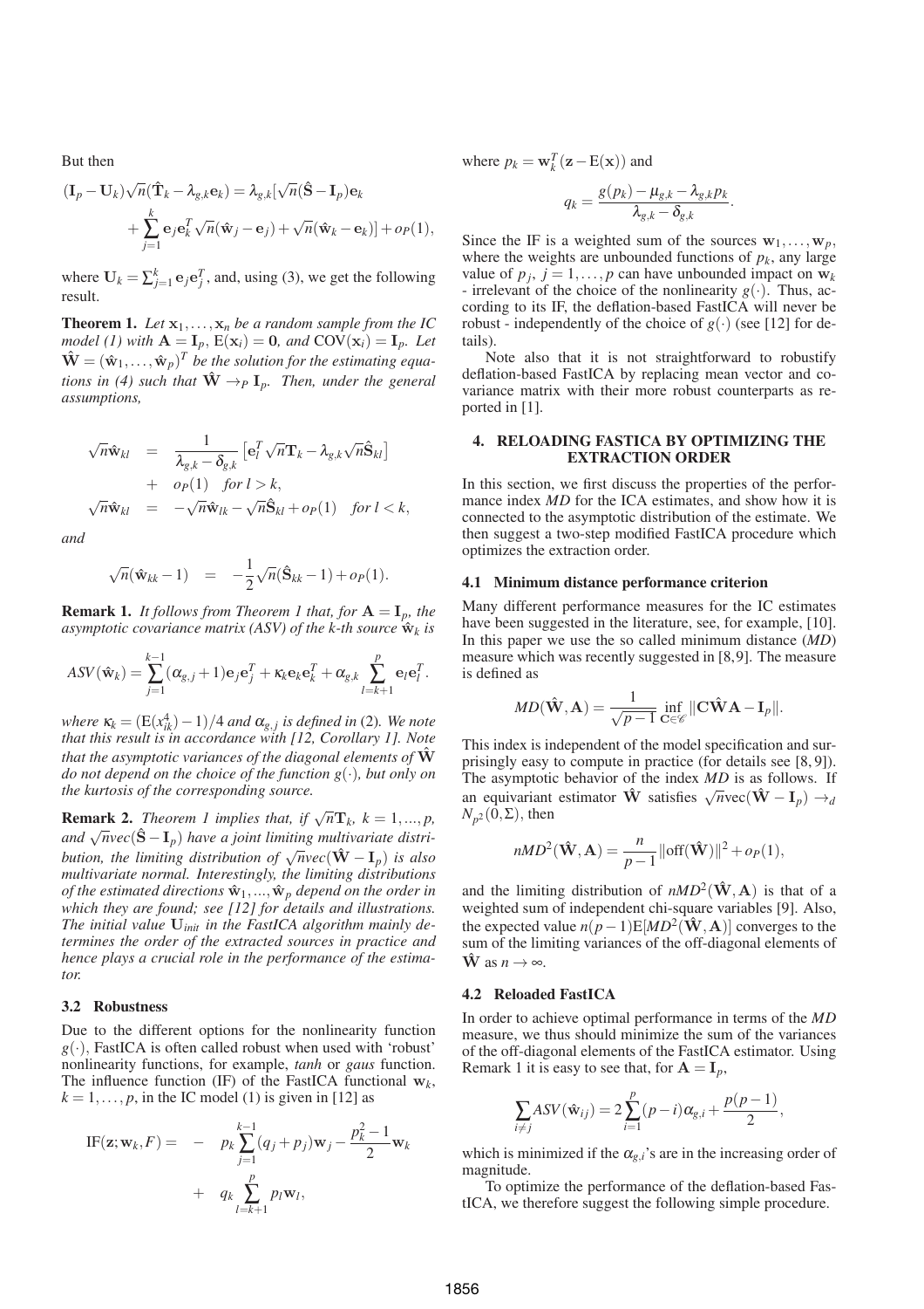But then

$$(\mathbf{I}_p - \mathbf{U}_k)\sqrt{n}(\hat{\mathbf{T}}_k - \lambda_{g,k}\mathbf{e}_k) = \lambda_{g,k}[\sqrt{n}(\hat{\mathbf{S}} - \mathbf{I}_p)\mathbf{e}_k + \sum_{j=1}^{k} \mathbf{e}_j\mathbf{e}_k^T\sqrt{n}(\hat{\mathbf{w}}_j - \mathbf{e}_j) + \sqrt{n}(\hat{\mathbf{w}}_k - \mathbf{e}_k)] + o_P(1),$$

where $\mathbf{U}_k = \sum_{j=1}^{k}\mathbf{e}_j\mathbf{e}_j^T$, and, using (3), we get the following result.

**Theorem 1.** *Let $\mathbf{x}_1,\ldots,\mathbf{x}_n$ be a random sample from the IC model (1) with $\mathbf{A} = \mathbf{I}_p$, $\mathrm{E}(\mathbf{x}_i) = \mathbf{0}$, and $\mathrm{COV}(\mathbf{x}_i) = \mathbf{I}_p$. Let $\hat{\mathbf{W}} = (\hat{\mathbf{w}}_1,\ldots,\hat{\mathbf{w}}_p)^T$ be the solution for the estimating equations in (4) such that $\hat{\mathbf{W}} \to_P \mathbf{I}_p$. Then, under the general assumptions,*

$$\begin{aligned}
\sqrt{n}\hat{\mathbf{w}}_{kl} &= \frac{1}{\lambda_{g,k} - \delta_{g,k}}\left[\mathbf{e}_l^T\sqrt{n}\mathbf{T}_k - \lambda_{g,k}\sqrt{n}\hat{\mathbf{S}}_{kl}\right] \\
&\quad + o_P(1) \quad \text{for } l > k, \\
\sqrt{n}\hat{\mathbf{w}}_{kl} &= -\sqrt{n}\hat{\mathbf{w}}_{lk} - \sqrt{n}\hat{\mathbf{S}}_{kl} + o_P(1) \quad \text{for } l < k,
\end{aligned}$$

*and*

$$\sqrt{n}(\hat{\mathbf{w}}_{kk} - 1) = -\frac{1}{2}\sqrt{n}(\hat{\mathbf{S}}_{kk} - 1) + o_P(1).$$

**Remark 1.** *It follows from Theorem 1 that, for $\mathbf{A} = \mathbf{I}_p$, the asymptotic covariance matrix (ASV) of the k-th source $\hat{\mathbf{w}}_k$ is*

$$ASV(\hat{\mathbf{w}}_k) = \sum_{j=1}^{k-1}(\alpha_{g,j}+1)\mathbf{e}_j\mathbf{e}_j^T + \kappa_k\mathbf{e}_k\mathbf{e}_k^T + \alpha_{g,k}\sum_{l=k+1}^{p}\mathbf{e}_l\mathbf{e}_l^T.$$

*where $\kappa_k = (\mathrm{E}(x_{ik}^4) - 1)/4$ and $\alpha_{g,j}$ is defined in (2). We note that this result is in accordance with [12, Corollary 1]. Note that the asymptotic variances of the diagonal elements of $\hat{\mathbf{W}}$ do not depend on the choice of the function $g(\cdot)$, but only on the kurtosis of the corresponding source.*

**Remark 2.** *Theorem 1 implies that, if $\sqrt{n}\mathbf{T}_k$, $k = 1,\ldots,p$, and $\sqrt{n}vec(\hat{\mathbf{S}} - \mathbf{I}_p)$ have a joint limiting multivariate distribution, the limiting distribution of $\sqrt{n}vec(\hat{\mathbf{W}} - \mathbf{I}_p)$ is also multivariate normal. Interestingly, the limiting distributions of the estimated directions $\hat{\mathbf{w}}_1,\ldots,\hat{\mathbf{w}}_p$ depend on the order in which they are found; see [12] for details and illustrations. The initial value $\mathbf{U}_{init}$ in the FastICA algorithm mainly determines the order of the extracted sources in practice and hence plays a crucial role in the performance of the estimator.*

### 3.2 Robustness

Due to the different options for the nonlinearity function $g(\cdot)$, FastICA is often called robust when used with 'robust' nonlinearity functions, for example, *tanh* or *gaus* function. The influence function (IF) of the FastICA functional $\mathbf{w}_k$, $k = 1,\ldots,p$, in the IC model (1) is given in [12] as

$$\begin{aligned}
\mathrm{IF}(\mathbf{z};\mathbf{w}_k,F) = &- p_k\sum_{j=1}^{k-1}(q_j + p_j)\mathbf{w}_j - \frac{p_k^2 - 1}{2}\mathbf{w}_k \\
&+ q_k\sum_{l=k+1}^{p}p_l\mathbf{w}_l,
\end{aligned}$$

where $p_k = \mathbf{w}_k^T(\mathbf{z} - \mathrm{E}(\mathbf{x}))$ and

$$q_k = \frac{g(p_k) - \mu_{g,k} - \lambda_{g,k}p_k}{\lambda_{g,k} - \delta_{g,k}}.$$

Since the IF is a weighted sum of the sources $\mathbf{w}_1,\ldots,\mathbf{w}_p$, where the weights are unbounded functions of $p_k$, any large value of $p_j$, $j = 1,\ldots,p$ can have unbounded impact on $\mathbf{w}_k$ - irrelevant of the choice of the nonlinearity $g(\cdot)$. Thus, according to its IF, the deflation-based FastICA will never be robust - independently of the choice of $g(\cdot)$ (see [12] for details).

Note also that it is not straightforward to robustify deflation-based FastICA by replacing mean vector and covariance matrix with their more robust counterparts as reported in [1].

## 4. RELOADING FASTICA BY OPTIMIZING THE EXTRACTION ORDER

In this section, we first discuss the properties of the performance index *MD* for the ICA estimates, and show how it is connected to the asymptotic distribution of the estimate. We then suggest a two-step modified FastICA procedure which optimizes the extraction order.

### 4.1 Minimum distance performance criterion

Many different performance measures for the IC estimates have been suggested in the literature, see, for example, [10]. In this paper we use the so called minimum distance (*MD*) measure which was recently suggested in [8,9]. The measure is defined as

$$MD(\hat{\mathbf{W}},\mathbf{A}) = \frac{1}{\sqrt{p-1}}\inf_{\mathbf{C}\in\mathscr{C}}\|\mathbf{C}\hat{\mathbf{W}}\mathbf{A} - \mathbf{I}_p\|.$$

This index is independent of the model specification and surprisingly easy to compute in practice (for details see [8,9]). The asymptotic behavior of the index *MD* is as follows. If an equivariant estimator $\hat{\mathbf{W}}$ satisfies $\sqrt{n}\mathrm{vec}(\hat{\mathbf{W}} - \mathbf{I}_p) \to_d N_{p^2}(0,\Sigma)$, then

$$nMD^2(\hat{\mathbf{W}},\mathbf{A}) = \frac{n}{p-1}\|\mathrm{off}(\hat{\mathbf{W}})\|^2 + o_P(1),$$

and the limiting distribution of $nMD^2(\hat{\mathbf{W}},\mathbf{A})$ is that of a weighted sum of independent chi-square variables [9]. Also, the expected value $n(p-1)\mathrm{E}[MD^2(\hat{\mathbf{W}},\mathbf{A})]$ converges to the sum of the limiting variances of the off-diagonal elements of $\hat{\mathbf{W}}$ as $n \to \infty$.

### 4.2 Reloaded FastICA

In order to achieve optimal performance in terms of the *MD* measure, we thus should minimize the sum of the variances of the off-diagonal elements of the FastICA estimator. Using Remark 1 it is easy to see that, for $\mathbf{A} = \mathbf{I}_p$,

$$\sum_{i\neq j}ASV(\hat{\mathbf{w}}_{ij}) = 2\sum_{i=1}^{p}(p-i)\alpha_{g,i} + \frac{p(p-1)}{2},$$

which is minimized if the $\alpha_{g,i}$'s are in the increasing order of magnitude.

To optimize the performance of the deflation-based FastICA, we therefore suggest the following simple procedure.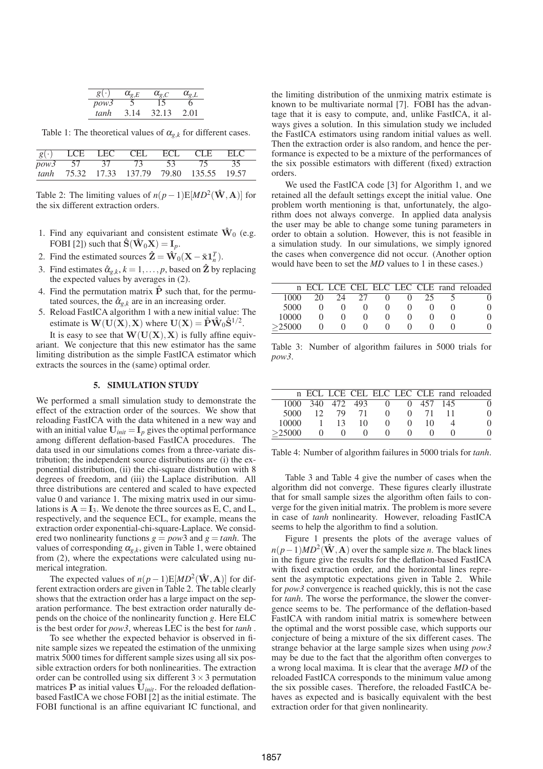| $g(\cdot)$ | $\alpha_{g,E}$ | $\alpha_{g,C}$ | $\alpha_{g,L}$ |
|---|---|---|---|
| *pow3* | 5 | 15 | 6 |
| *tanh* | 3.14 | 32.13 | 2.01 |

Table 1: The theoretical values of $\alpha_{g,k}$ for different cases.

| $g(\cdot)$ | LCE | LEC | CEL | ECL | CLE | ELC |
|---|---|---|---|---|---|---|
| *pow3* | 57 | 37 | 73 | 53 | 75 | 35 |
| *tanh* | 75.32 | 17.33 | 137.79 | 79.80 | 135.55 | 19.57 |

Table 2: The limiting values of $n(p-1)\mathrm{E}[MD^2(\hat{\mathbf{W}},\mathbf{A})]$ for the six different extraction orders.

1. Find any equivariant and consistent estimate $\hat{\mathbf{W}}_0$ (e.g. FOBI [2]) such that $\hat{\mathbf{S}}(\hat{\mathbf{W}}_0\mathbf{X}) = \mathbf{I}_p$.
2. Find the estimated sources $\hat{\mathbf{Z}} = \hat{\mathbf{W}}_0(\mathbf{X} - \bar{\mathbf{x}}\mathbf{1}_n^T)$.
3. Find estimates $\hat{\alpha}_{g,k}$, $k = 1,\ldots,p$, based on $\hat{\mathbf{Z}}$ by replacing the expected values by averages in (2).
4. Find the permutation matrix $\hat{\mathbf{P}}$ such that, for the permutated sources, the $\hat{\alpha}_{g,k}$ are in an increasing order.
5. Reload FastICA algorithm 1 with a new initial value: The estimate is $\mathbf{W}(\mathbf{U}(\mathbf{X}),\mathbf{X})$ where $\mathbf{U}(\mathbf{X}) = \hat{\mathbf{P}}\hat{\mathbf{W}}_0\hat{\mathbf{S}}^{1/2}$.

It is easy to see that $\mathbf{W}(\mathbf{U}(\mathbf{X}),\mathbf{X})$ is fully affine equivariant. We conjecture that this new estimator has the same limiting distribution as the simple FastICA estimator which extracts the sources in the (same) optimal order.

## 5. SIMULATION STUDY

We performed a small simulation study to demonstrate the effect of the extraction order of the sources. We show that reloading FastICA with the data whitened in a new way and with an initial value $\mathbf{U}_{init} = \mathbf{I}_p$ gives the optimal performance among different deflation-based FastICA procedures. The data used in our simulations comes from a three-variate distribution; the independent source distributions are (i) the exponential distribution, (ii) the chi-square distribution with 8 degrees of freedom, and (iii) the Laplace distribution. All three distributions are centered and scaled to have expected value 0 and variance 1. The mixing matrix used in our simulations is $\mathbf{A} = \mathbf{I}_3$. We denote the three sources as E, C, and L, respectively, and the sequence ECL, for example, means the extraction order exponential-chi-square-Laplace. We considered two nonlinearity functions $g = pow3$ and $g = tanh$. The values of corresponding $\alpha_{g,k}$, given in Table 1, were obtained from (2), where the expectations were calculated using numerical integration.

The expected values of $n(p-1)\mathrm{E}[MD^2(\hat{\mathbf{W}},\mathbf{A})]$ for different extraction orders are given in Table 2. The table clearly shows that the extraction order has a large impact on the separation performance. The best extraction order naturally depends on the choice of the nonlinearity function $g$. Here ELC is the best order for *pow3*, whereas LEC is the best for *tanh* .

To see whether the expected behavior is observed in finite sample sizes we repeated the estimation of the unmixing matrix 5000 times for different sample sizes using all six possible extraction orders for both nonlinearities. The extraction order can be controlled using six different $3\times 3$ permutation matrices $\mathbf{P}$ as initial values $\mathbf{U}_{init}$. For the reloaded deflation-based FastICA we chose FOBI [2] as the initial estimate. The FOBI functional is an affine equivariant IC functional, and the limiting distribution of the unmixing matrix estimate is known to be multivariate normal [7]. FOBI has the advantage that it is easy to compute, and, unlike FastICA, it always gives a solution. In this simulation study we included the FastICA estimators using random initial values as well. Then the extraction order is also random, and hence the performance is expected to be a mixture of the performances of the six possible estimators with different (fixed) extraction orders.

We used the FastICA code [3] for Algorithm 1, and we retained all the default settings except the initial value. One problem worth mentioning is that, unfortunately, the algorithm does not always converge. In applied data analysis the user may be able to change some tuning parameters in order to obtain a solution. However, this is not feasible in a simulation study. In our simulations, we simply ignored the cases when convergence did not occur. (Another option would have been to set the *MD* values to 1 in these cases.)

| n | ECL | LCE | CEL | ELC | LEC | CLE | rand | reloaded |
|---|---|---|---|---|---|---|---|---|
| 1000 | 20 | 24 | 27 | 0 | 0 | 25 | 5 | 0 |
| 5000 | 0 | 0 | 0 | 0 | 0 | 0 | 0 | 0 |
| 10000 | 0 | 0 | 0 | 0 | 0 | 0 | 0 | 0 |
| ≥25000 | 0 | 0 | 0 | 0 | 0 | 0 | 0 | 0 |

Table 3: Number of algorithm failures in 5000 trials for *pow3*.

| n | ECL | LCE | CEL | ELC | LEC | CLE | rand | reloaded |
|---|---|---|---|---|---|---|---|---|
| 1000 | 340 | 472 | 493 | 0 | 0 | 457 | 145 | 0 |
| 5000 | 12 | 79 | 71 | 0 | 0 | 71 | 11 | 0 |
| 10000 | 1 | 13 | 10 | 0 | 0 | 10 | 4 | 0 |
| ≥25000 | 0 | 0 | 0 | 0 | 0 | 0 | 0 | 0 |

Table 4: Number of algorithm failures in 5000 trials for *tanh*.

Table 3 and Table 4 give the number of cases when the algorithm did not converge. These figures clearly illustrate that for small sample sizes the algorithm often fails to converge for the given initial matrix. The problem is more severe in case of *tanh* nonlinearity. However, reloading FastICA seems to help the algorithm to find a solution.

Figure 1 presents the plots of the average values of $n(p-1)MD^2(\hat{\mathbf{W}},\mathbf{A})$ over the sample size $n$. The black lines in the figure give the results for the deflation-based FastICA with fixed extraction order, and the horizontal lines represent the asymptotic expectations given in Table 2. While for *pow3* convergence is reached quickly, this is not the case for *tanh*. The worse the performance, the slower the convergence seems to be. The performance of the deflation-based FastICA with random initial matrix is somewhere between the optimal and the worst possible case, which supports our conjecture of being a mixture of the six different cases. The strange behavior at the large sample sizes when using *pow3* may be due to the fact that the algorithm often converges to a wrong local maxima. It is clear that the average *MD* of the reloaded FastICA corresponds to the minimum value among the six possible cases. Therefore, the reloaded FastICA behaves as expected and is basically equivalent with the best extraction order for that given nonlinearity.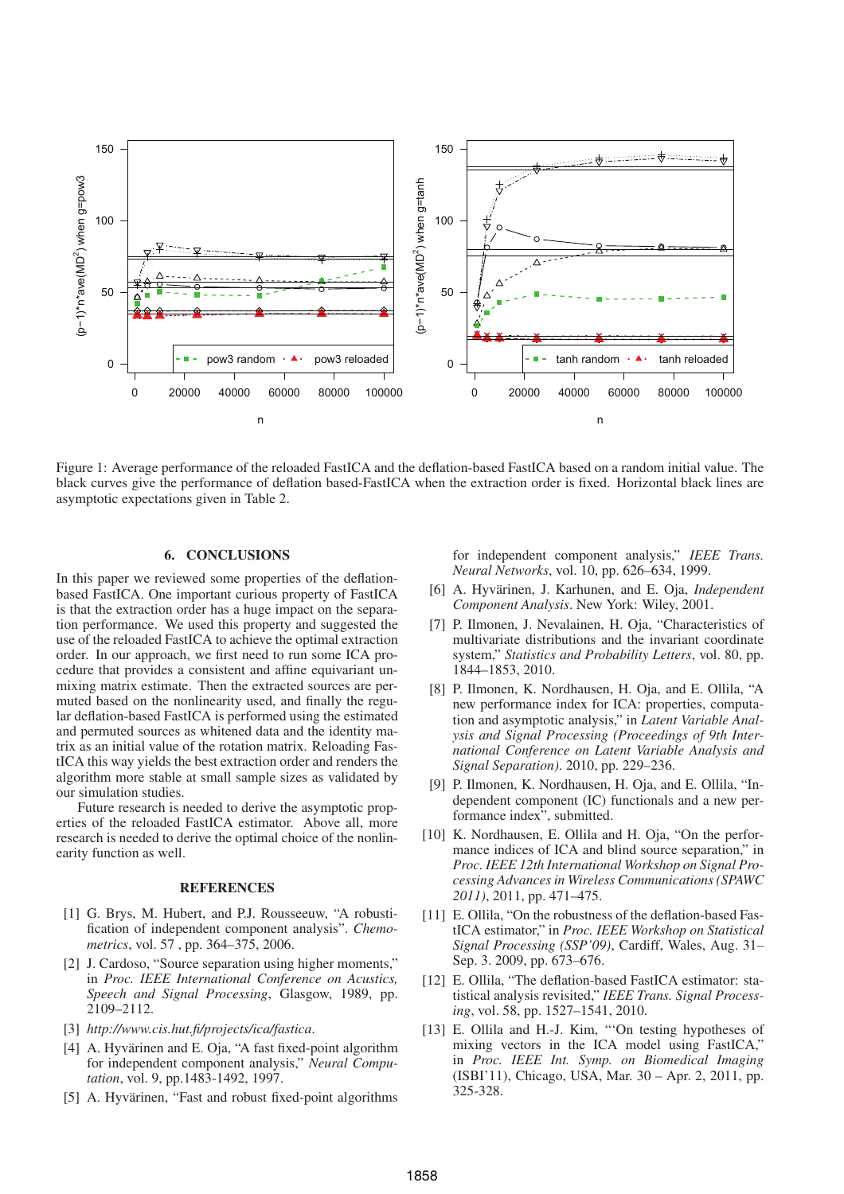150

100

50

0

(p−1)*n*ave(MD$^2$) when g=pow3

pow3 random

pow3 reloaded

0 20000 40000 60000 80000 100000

n

150

100

50

0

(p−1)*n*ave(MD$^2$) when g=tanh

tanh random

tanh reloaded

0 20000 40000 60000 80000 100000

n

Figure 1: Average performance of the reloaded FastICA and the deflation-based FastICA based on a random initial value. The black curves give the performance of deflation based-FastICA when the extraction order is fixed. Horizontal black lines are asymptotic expectations given in Table 2.

## 6. CONCLUSIONS

In this paper we reviewed some properties of the deflation-based FastICA. One important curious property of FastICA is that the extraction order has a huge impact on the separation performance. We used this property and suggested the use of the reloaded FastICA to achieve the optimal extraction order. In our approach, we first need to run some ICA procedure that provides a consistent and affine equivariant unmixing matrix estimate. Then the extracted sources are permuted based on the nonlinearity used, and finally the regular deflation-based FastICA is performed using the estimated and permuted sources as whitened data and the identity matrix as an initial value of the rotation matrix. Reloading FastICA this way yields the best extraction order and renders the algorithm more stable at small sample sizes as validated by our simulation studies.

Future research is needed to derive the asymptotic properties of the reloaded FastICA estimator. Above all, more research is needed to derive the optimal choice of the nonlinearity function as well.

## REFERENCES

[1] G. Brys, M. Hubert, and P.J. Rousseeuw, "A robustification of independent component analysis". *Chemometrics*, vol. 57 , pp. 364–375, 2006.

[2] J. Cardoso, "Source separation using higher moments," in *Proc. IEEE International Conference on Acustics, Speech and Signal Processing*, Glasgow, 1989, pp. 2109–2112.

[3] *http://www.cis.hut.fi/projects/ica/fastica*.

[4] A. Hyvärinen and E. Oja, "A fast fixed-point algorithm for independent component analysis," *Neural Computation*, vol. 9, pp.1483-1492, 1997.

[5] A. Hyvärinen, "Fast and robust fixed-point algorithms for independent component analysis," *IEEE Trans. Neural Networks*, vol. 10, pp. 626–634, 1999.

[6] A. Hyvärinen, J. Karhunen, and E. Oja, *Independent Component Analysis*. New York: Wiley, 2001.

[7] P. Ilmonen, J. Nevalainen, H. Oja, "Characteristics of multivariate distributions and the invariant coordinate system," *Statistics and Probability Letters*, vol. 80, pp. 1844–1853, 2010.

[8] P. Ilmonen, K. Nordhausen, H. Oja, and E. Ollila, "A new performance index for ICA: properties, computation and asymptotic analysis," in *Latent Variable Analysis and Signal Processing (Proceedings of 9th International Conference on Latent Variable Analysis and Signal Separation)*. 2010, pp. 229–236.

[9] P. Ilmonen, K. Nordhausen, H. Oja, and E. Ollila, "Independent component (IC) functionals and a new performance index", submitted.

[10] K. Nordhausen, E. Ollila and H. Oja, "On the performance indices of ICA and blind source separation," in *Proc. IEEE 12th International Workshop on Signal Processing Advances in Wireless Communications (SPAWC 2011)*, 2011, pp. 471–475.

[11] E. Ollila, "On the robustness of the deflation-based FastICA estimator," in *Proc. IEEE Workshop on Statistical Signal Processing (SSP'09)*, Cardiff, Wales, Aug. 31– Sep. 3. 2009, pp. 673–676.

[12] E. Ollila, "The deflation-based FastICA estimator: statistical analysis revisited," *IEEE Trans. Signal Processing*, vol. 58, pp. 1527–1541, 2010.

[13] E. Ollila and H.-J. Kim, "'On testing hypotheses of mixing vectors in the ICA model using FastICA," in *Proc. IEEE Int. Symp. on Biomedical Imaging* (ISBI'11), Chicago, USA, Mar. 30 – Apr. 2, 2011, pp. 325-328.